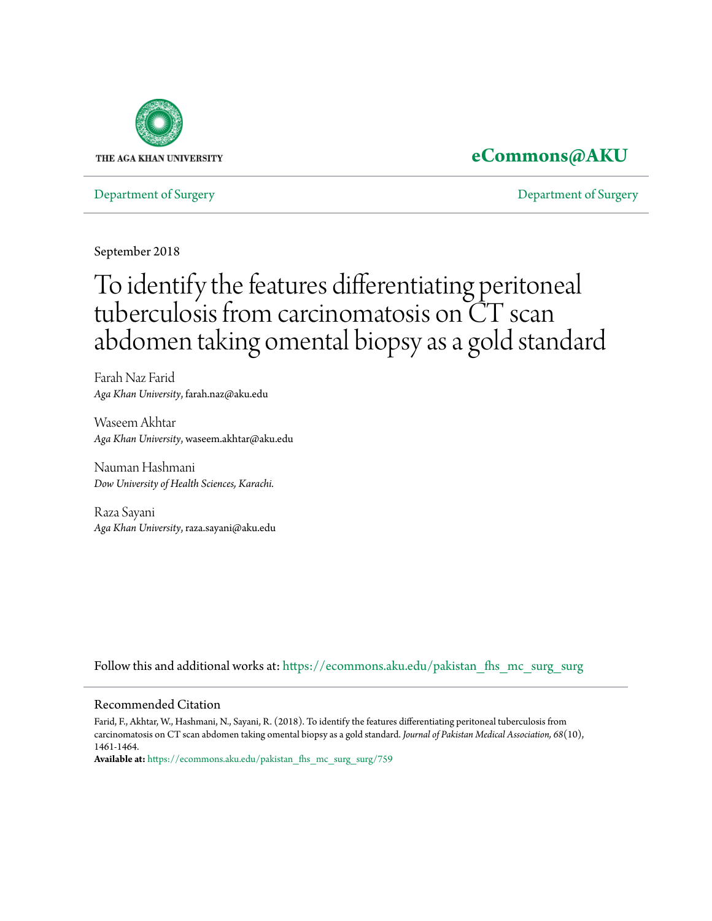THE AGA KHAN UNIVERSITY

**eCommons@AKU**

Department of Surgery | Department of Surgery

September 2018

# To identify the features differentiating peritoneal tuberculosis from carcinomatosis on CT scan abdomen taking omental biopsy as a gold standard

Farah Naz Farid
*Aga Khan University*, farah.naz@aku.edu

Waseem Akhtar
*Aga Khan University*, waseem.akhtar@aku.edu

Nauman Hashmani
*Dow University of Health Sciences, Karachi.*

Raza Sayani
*Aga Khan University*, raza.sayani@aku.edu

Follow this and additional works at: https://ecommons.aku.edu/pakistan_fhs_mc_surg_surg

## Recommended Citation

Farid, F., Akhtar, W., Hashmani, N., Sayani, R. (2018). To identify the features differentiating peritoneal tuberculosis from carcinomatosis on CT scan abdomen taking omental biopsy as a gold standard. *Journal of Pakistan Medical Association, 68*(10), 1461-1464.

**Available at:** https://ecommons.aku.edu/pakistan_fhs_mc_surg_surg/759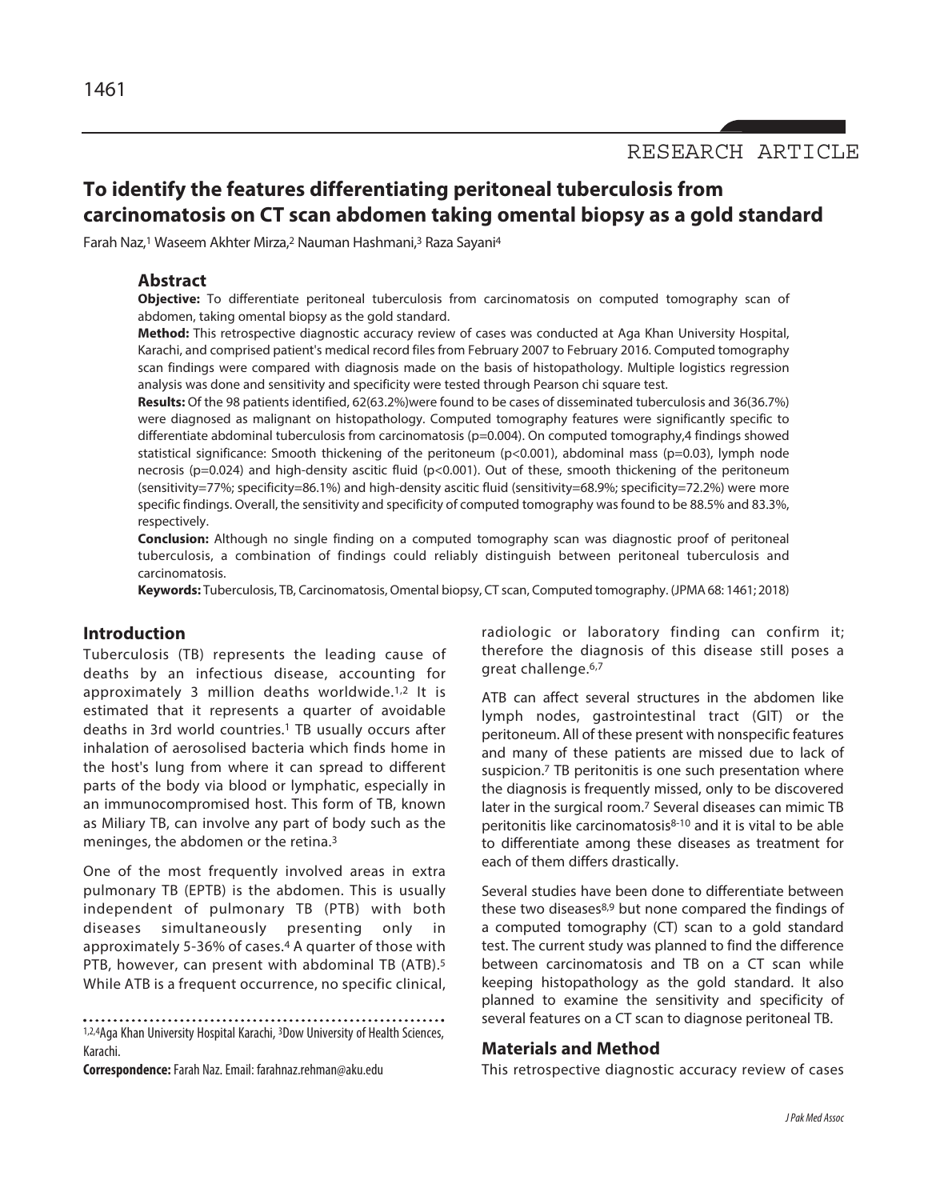RESEARCH ARTICLE

# To identify the features differentiating peritoneal tuberculosis from carcinomatosis on CT scan abdomen taking omental biopsy as a gold standard

Farah Naz,[1] Waseem Akhter Mirza,[2] Nauman Hashmani,[3] Raza Sayani[4]

## Abstract

**Objective:** To differentiate peritoneal tuberculosis from carcinomatosis on computed tomography scan of abdomen, taking omental biopsy as the gold standard.

**Method:** This retrospective diagnostic accuracy review of cases was conducted at Aga Khan University Hospital, Karachi, and comprised patient's medical record files from February 2007 to February 2016. Computed tomography scan findings were compared with diagnosis made on the basis of histopathology. Multiple logistics regression analysis was done and sensitivity and specificity were tested through Pearson chi square test.

**Results:** Of the 98 patients identified, 62(63.2%)were found to be cases of disseminated tuberculosis and 36(36.7%) were diagnosed as malignant on histopathology. Computed tomography features were significantly specific to differentiate abdominal tuberculosis from carcinomatosis ($p=0.004$). On computed tomography,4 findings showed statistical significance: Smooth thickening of the peritoneum ($p<0.001$), abdominal mass ($p=0.03$), lymph node necrosis ($p=0.024$) and high-density ascitic fluid ($p<0.001$). Out of these, smooth thickening of the peritoneum (sensitivity=77%; specificity=86.1%) and high-density ascitic fluid (sensitivity=68.9%; specificity=72.2%) were more specific findings. Overall, the sensitivity and specificity of computed tomography was found to be 88.5% and 83.3%, respectively.

**Conclusion:** Although no single finding on a computed tomography scan was diagnostic proof of peritoneal tuberculosis, a combination of findings could reliably distinguish between peritoneal tuberculosis and carcinomatosis.

**Keywords:** Tuberculosis, TB, Carcinomatosis, Omental biopsy, CT scan, Computed tomography. (JPMA 68: 1461; 2018)

## Introduction

Tuberculosis (TB) represents the leading cause of deaths by an infectious disease, accounting for approximately 3 million deaths worldwide.[1,2] It is estimated that it represents a quarter of avoidable deaths in 3rd world countries.[1] TB usually occurs after inhalation of aerosolised bacteria which finds home in the host's lung from where it can spread to different parts of the body via blood or lymphatic, especially in an immunocompromised host. This form of TB, known as Miliary TB, can involve any part of body such as the meninges, the abdomen or the retina.[3]

One of the most frequently involved areas in extra pulmonary TB (EPTB) is the abdomen. This is usually independent of pulmonary TB (PTB) with both diseases simultaneously presenting only in approximately 5-36% of cases.[4] A quarter of those with PTB, however, can present with abdominal TB (ATB).[5] While ATB is a frequent occurrence, no specific clinical, radiologic or laboratory finding can confirm it; therefore the diagnosis of this disease still poses a great challenge.[6,7]

ATB can affect several structures in the abdomen like lymph nodes, gastrointestinal tract (GIT) or the peritoneum. All of these present with nonspecific features and many of these patients are missed due to lack of suspicion.[7] TB peritonitis is one such presentation where the diagnosis is frequently missed, only to be discovered later in the surgical room.[7] Several diseases can mimic TB peritonitis like carcinomatosis[8-10] and it is vital to be able to differentiate among these diseases as treatment for each of them differs drastically.

Several studies have been done to differentiate between these two diseases[8,9] but none compared the findings of a computed tomography (CT) scan to a gold standard test. The current study was planned to find the difference between carcinomatosis and TB on a CT scan while keeping histopathology as the gold standard. It also planned to examine the sensitivity and specificity of several features on a CT scan to diagnose peritoneal TB.

## Materials and Method

This retrospective diagnostic accuracy review of cases

[1,2,4]Aga Khan University Hospital Karachi, [3]Dow University of Health Sciences, Karachi.

**Correspondence:** Farah Naz. Email: farahnaz.rehman@aku.edu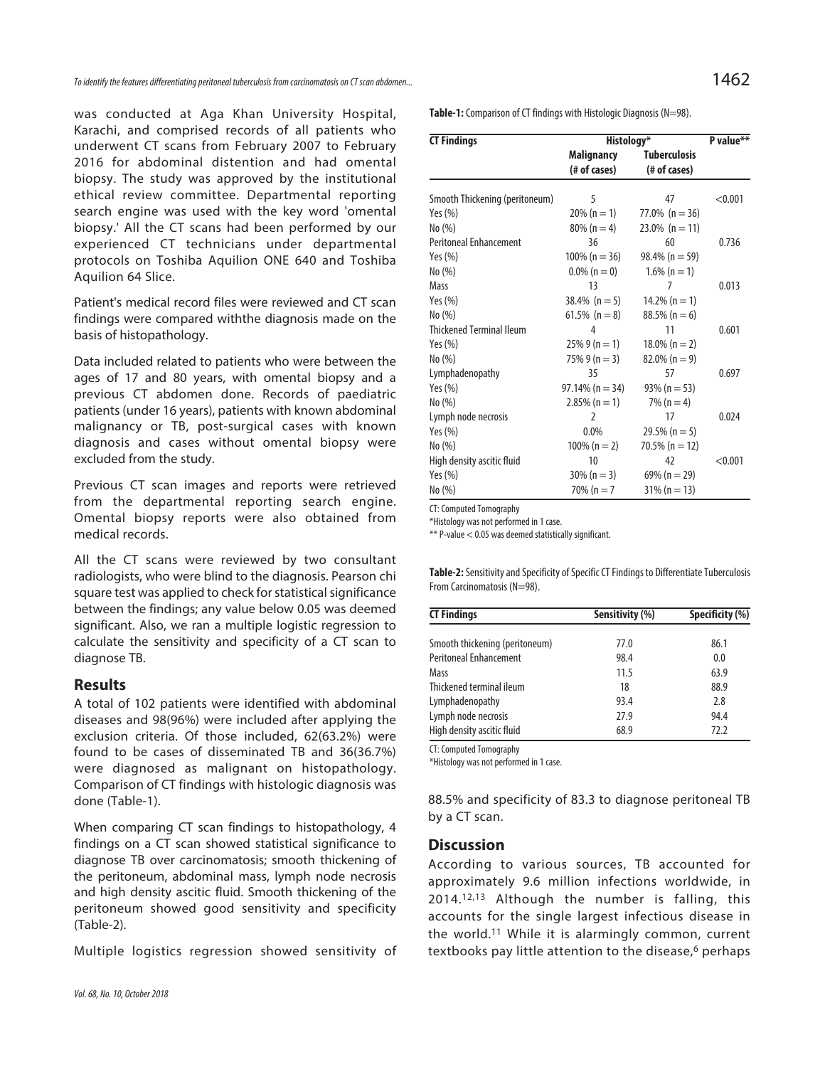was conducted at Aga Khan University Hospital, Karachi, and comprised records of all patients who underwent CT scans from February 2007 to February 2016 for abdominal distention and had omental biopsy. The study was approved by the institutional ethical review committee. Departmental reporting search engine was used with the key word 'omental biopsy.' All the CT scans had been performed by our experienced CT technicians under departmental protocols on Toshiba Aquilion ONE 640 and Toshiba Aquilion 64 Slice.

Patient's medical record files were reviewed and CT scan findings were compared withthe diagnosis made on the basis of histopathology.

Data included related to patients who were between the ages of 17 and 80 years, with omental biopsy and a previous CT abdomen done. Records of paediatric patients (under 16 years), patients with known abdominal malignancy or TB, post-surgical cases with known diagnosis and cases without omental biopsy were excluded from the study.

Previous CT scan images and reports were retrieved from the departmental reporting search engine. Omental biopsy reports were also obtained from medical records.

All the CT scans were reviewed by two consultant radiologists, who were blind to the diagnosis. Pearson chi square test was applied to check for statistical significance between the findings; any value below 0.05 was deemed significant. Also, we ran a multiple logistic regression to calculate the sensitivity and specificity of a CT scan to diagnose TB.

## Results

A total of 102 patients were identified with abdominal diseases and 98(96%) were included after applying the exclusion criteria. Of those included, 62(63.2%) were found to be cases of disseminated TB and 36(36.7%) were diagnosed as malignant on histopathology. Comparison of CT findings with histologic diagnosis was done (Table-1).

When comparing CT scan findings to histopathology, 4 findings on a CT scan showed statistical significance to diagnose TB over carcinomatosis; smooth thickening of the peritoneum, abdominal mass, lymph node necrosis and high density ascitic fluid. Smooth thickening of the peritoneum showed good sensitivity and specificity (Table-2).

Multiple logistics regression showed sensitivity of 88.5% and specificity of 83.3 to diagnose peritoneal TB by a CT scan.

**Table-1:** Comparison of CT findings with Histologic Diagnosis (N=98).

| CT Findings | Histology* | | P value** |
|---|---|---|---|
| | Malignancy (# of cases) | Tuberculosis (# of cases) | |
| Smooth Thickening (peritoneum) | 5 | 47 | <0.001 |
| Yes (%) | 20% (n = 1) | 77.0% (n = 36) | |
| No (%) | 80% (n = 4) | 23.0% (n = 11) | |
| Peritoneal Enhancement | 36 | 60 | 0.736 |
| Yes (%) | 100% (n = 36) | 98.4% (n = 59) | |
| No (%) | 0.0% (n = 0) | 1.6% (n = 1) | |
| Mass | 13 | 7 | 0.013 |
| Yes (%) | 38.4% (n = 5) | 14.2% (n = 1) | |
| No (%) | 61.5% (n = 8) | 88.5% (n = 6) | |
| Thickened Terminal Ileum | 4 | 11 | 0.601 |
| Yes (%) | 25% 9 (n = 1) | 18.0% (n = 2) | |
| No (%) | 75% 9 (n = 3) | 82.0% (n = 9) | |
| Lymphadenopathy | 35 | 57 | 0.697 |
| Yes (%) | 97.14% (n = 34) | 93% (n = 53) | |
| No (%) | 2.85% (n = 1) | 7% (n = 4) | |
| Lymph node necrosis | 2 | 17 | 0.024 |
| Yes (%) | 0.0% | 29.5% (n = 5) | |
| No (%) | 100% (n = 2) | 70.5% (n = 12) | |
| High density ascitic fluid | 10 | 42 | <0.001 |
| Yes (%) | 30% (n = 3) | 69% (n = 29) | |
| No (%) | 70% (n = 7 | 31% (n = 13) | |

CT: Computed Tomography

*Histology was not performed in 1 case.

** P-value < 0.05 was deemed statistically significant.

**Table-2:** Sensitivity and Specificity of Specific CT Findings to Differentiate Tuberculosis From Carcinomatosis (N=98).

| CT Findings | Sensitivity (%) | Specificity (%) |
|---|---|---|
| Smooth thickening (peritoneum) | 77.0 | 86.1 |
| Peritoneal Enhancement | 98.4 | 0.0 |
| Mass | 11.5 | 63.9 |
| Thickened terminal ileum | 18 | 88.9 |
| Lymphadenopathy | 93.4 | 2.8 |
| Lymph node necrosis | 27.9 | 94.4 |
| High density ascitic fluid | 68.9 | 72.2 |

CT: Computed Tomography

*Histology was not performed in 1 case.

## Discussion

According to various sources, TB accounted for approximately 9.6 million infections worldwide, in 2014.[12,13] Although the number is falling, this accounts for the single largest infectious disease in the world.[11] While it is alarmingly common, current textbooks pay little attention to the disease,[6] perhaps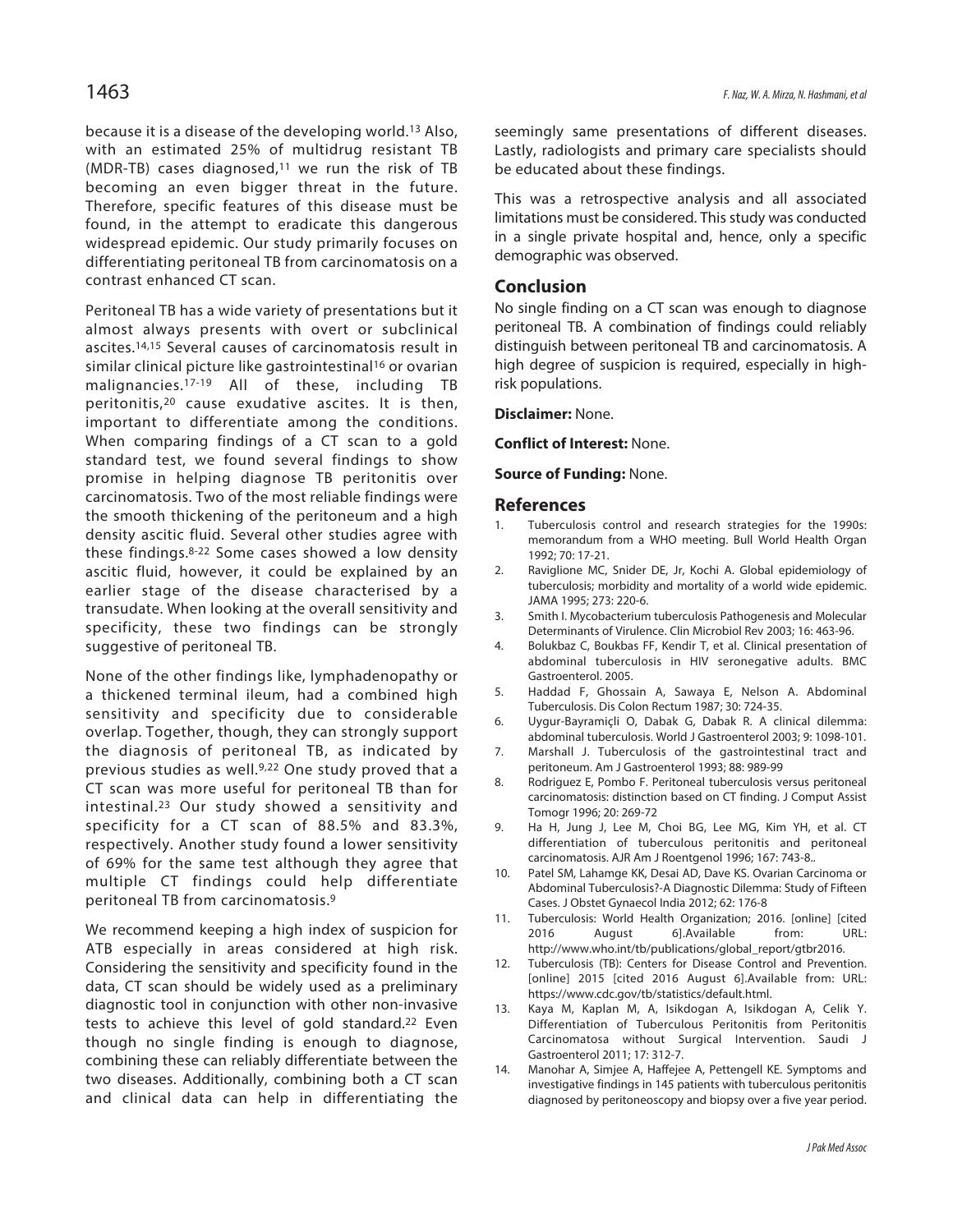because it is a disease of the developing world.[13] Also, with an estimated 25% of multidrug resistant TB (MDR-TB) cases diagnosed,[11] we run the risk of TB becoming an even bigger threat in the future. Therefore, specific features of this disease must be found, in the attempt to eradicate this dangerous widespread epidemic. Our study primarily focuses on differentiating peritoneal TB from carcinomatosis on a contrast enhanced CT scan.

Peritoneal TB has a wide variety of presentations but it almost always presents with overt or subclinical ascites.[14,15] Several causes of carcinomatosis result in similar clinical picture like gastrointestinal[16] or ovarian malignancies.[17-19] All of these, including TB peritonitis,[20] cause exudative ascites. It is then, important to differentiate among the conditions. When comparing findings of a CT scan to a gold standard test, we found several findings to show promise in helping diagnose TB peritonitis over carcinomatosis. Two of the most reliable findings were the smooth thickening of the peritoneum and a high density ascitic fluid. Several other studies agree with these findings.[8-22] Some cases showed a low density ascitic fluid, however, it could be explained by an earlier stage of the disease characterised by a transudate. When looking at the overall sensitivity and specificity, these two findings can be strongly suggestive of peritoneal TB.

None of the other findings like, lymphadenopathy or a thickened terminal ileum, had a combined high sensitivity and specificity due to considerable overlap. Together, though, they can strongly support the diagnosis of peritoneal TB, as indicated by previous studies as well.[9,22] One study proved that a CT scan was more useful for peritoneal TB than for intestinal.[23] Our study showed a sensitivity and specificity for a CT scan of 88.5% and 83.3%, respectively. Another study found a lower sensitivity of 69% for the same test although they agree that multiple CT findings could help differentiate peritoneal TB from carcinomatosis.[9]

We recommend keeping a high index of suspicion for ATB especially in areas considered at high risk. Considering the sensitivity and specificity found in the data, CT scan should be widely used as a preliminary diagnostic tool in conjunction with other non-invasive tests to achieve this level of gold standard.[22] Even though no single finding is enough to diagnose, combining these can reliably differentiate between the two diseases. Additionally, combining both a CT scan and clinical data can help in differentiating the seemingly same presentations of different diseases. Lastly, radiologists and primary care specialists should be educated about these findings.

This was a retrospective analysis and all associated limitations must be considered. This study was conducted in a single private hospital and, hence, only a specific demographic was observed.

## Conclusion

No single finding on a CT scan was enough to diagnose peritoneal TB. A combination of findings could reliably distinguish between peritoneal TB and carcinomatosis. A high degree of suspicion is required, especially in high-risk populations.

**Disclaimer:** None.

**Conflict of Interest:** None.

**Source of Funding:** None.

## References

1. Tuberculosis control and research strategies for the 1990s: memorandum from a WHO meeting. Bull World Health Organ 1992; 70: 17-21.
2. Raviglione MC, Snider DE, Jr, Kochi A. Global epidemiology of tuberculosis; morbidity and mortality of a world wide epidemic. JAMA 1995; 273: 220-6.
3. Smith I. Mycobacterium tuberculosis Pathogenesis and Molecular Determinants of Virulence. Clin Microbiol Rev 2003; 16: 463-96.
4. Bolukbaz C, Boukbas FF, Kendir T, et al. Clinical presentation of abdominal tuberculosis in HIV seronegative adults. BMC Gastroenterol. 2005.
5. Haddad F, Ghossain A, Sawaya E, Nelson A. Abdominal Tuberculosis. Dis Colon Rectum 1987; 30: 724-35.
6. Uygur-Bayramiçli O, Dabak G, Dabak R. A clinical dilemma: abdominal tuberculosis. World J Gastroenterol 2003; 9: 1098-101.
7. Marshall J. Tuberculosis of the gastrointestinal tract and peritoneum. Am J Gastroenterol 1993; 88: 989-99
8. Rodriguez E, Pombo F. Peritoneal tuberculosis versus peritoneal carcinomatosis: distinction based on CT finding. J Comput Assist Tomogr 1996; 20: 269-72
9. Ha H, Jung J, Lee M, Choi BG, Lee MG, Kim YH, et al. CT differentiation of tuberculous peritonitis and peritoneal carcinomatosis. AJR Am J Roentgenol 1996; 167: 743-8..
10. Patel SM, Lahamge KK, Desai AD, Dave KS. Ovarian Carcinoma or Abdominal Tuberculosis?-A Diagnostic Dilemma: Study of Fifteen Cases. J Obstet Gynaecol India 2012; 62: 176-8
11. Tuberculosis: World Health Organization; 2016. [online] [cited 2016 August 6].Available from: URL: http://www.who.int/tb/publications/global_report/gtbr2016.
12. Tuberculosis (TB): Centers for Disease Control and Prevention. [online] 2015 [cited 2016 August 6].Available from: URL: https://www.cdc.gov/tb/statistics/default.html.
13. Kaya M, Kaplan M, A, Isikdogan A, Isikdogan A, Celik Y. Differentiation of Tuberculous Peritonitis from Peritonitis Carcinomatosa without Surgical Intervention. Saudi J Gastroenterol 2011; 17: 312-7.
14. Manohar A, Simjee A, Haffejee A, Pettengell KE. Symptoms and investigative findings in 145 patients with tuberculous peritonitis diagnosed by peritoneoscopy and biopsy over a five year period.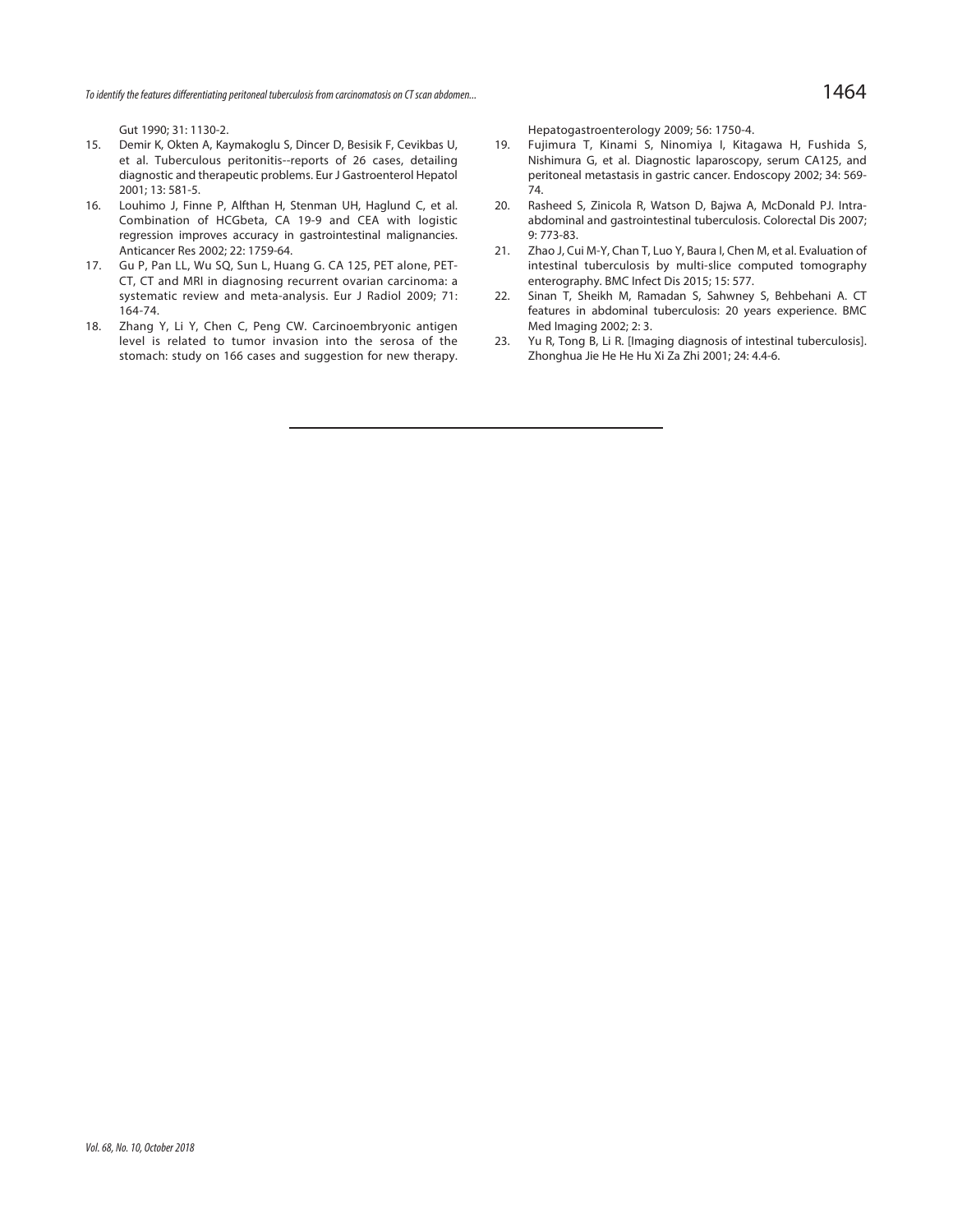Gut 1990; 31: 1130-2.

15. Demir K, Okten A, Kaymakoglu S, Dincer D, Besisik F, Cevikbas U, et al. Tuberculous peritonitis--reports of 26 cases, detailing diagnostic and therapeutic problems. Eur J Gastroenterol Hepatol 2001; 13: 581-5.
16. Louhimo J, Finne P, Alfthan H, Stenman UH, Haglund C, et al. Combination of HCGbeta, CA 19-9 and CEA with logistic regression improves accuracy in gastrointestinal malignancies. Anticancer Res 2002; 22: 1759-64.
17. Gu P, Pan LL, Wu SQ, Sun L, Huang G. CA 125, PET alone, PET-CT, CT and MRI in diagnosing recurrent ovarian carcinoma: a systematic review and meta-analysis. Eur J Radiol 2009; 71: 164-74.
18. Zhang Y, Li Y, Chen C, Peng CW. Carcinoembryonic antigen level is related to tumor invasion into the serosa of the stomach: study on 166 cases and suggestion for new therapy. Hepatogastroenterology 2009; 56: 1750-4.
19. Fujimura T, Kinami S, Ninomiya I, Kitagawa H, Fushida S, Nishimura G, et al. Diagnostic laparoscopy, serum CA125, and peritoneal metastasis in gastric cancer. Endoscopy 2002; 34: 569-74.
20. Rasheed S, Zinicola R, Watson D, Bajwa A, McDonald PJ. Intra-abdominal and gastrointestinal tuberculosis. Colorectal Dis 2007; 9: 773-83.
21. Zhao J, Cui M-Y, Chan T, Luo Y, Baura I, Chen M, et al. Evaluation of intestinal tuberculosis by multi-slice computed tomography enterography. BMC Infect Dis 2015; 15: 577.
22. Sinan T, Sheikh M, Ramadan S, Sahwney S, Behbehani A. CT features in abdominal tuberculosis: 20 years experience. BMC Med Imaging 2002; 2: 3.
23. Yu R, Tong B, Li R. [Imaging diagnosis of intestinal tuberculosis]. Zhonghua Jie He He Hu Xi Za Zhi 2001; 24: 4.4-6.